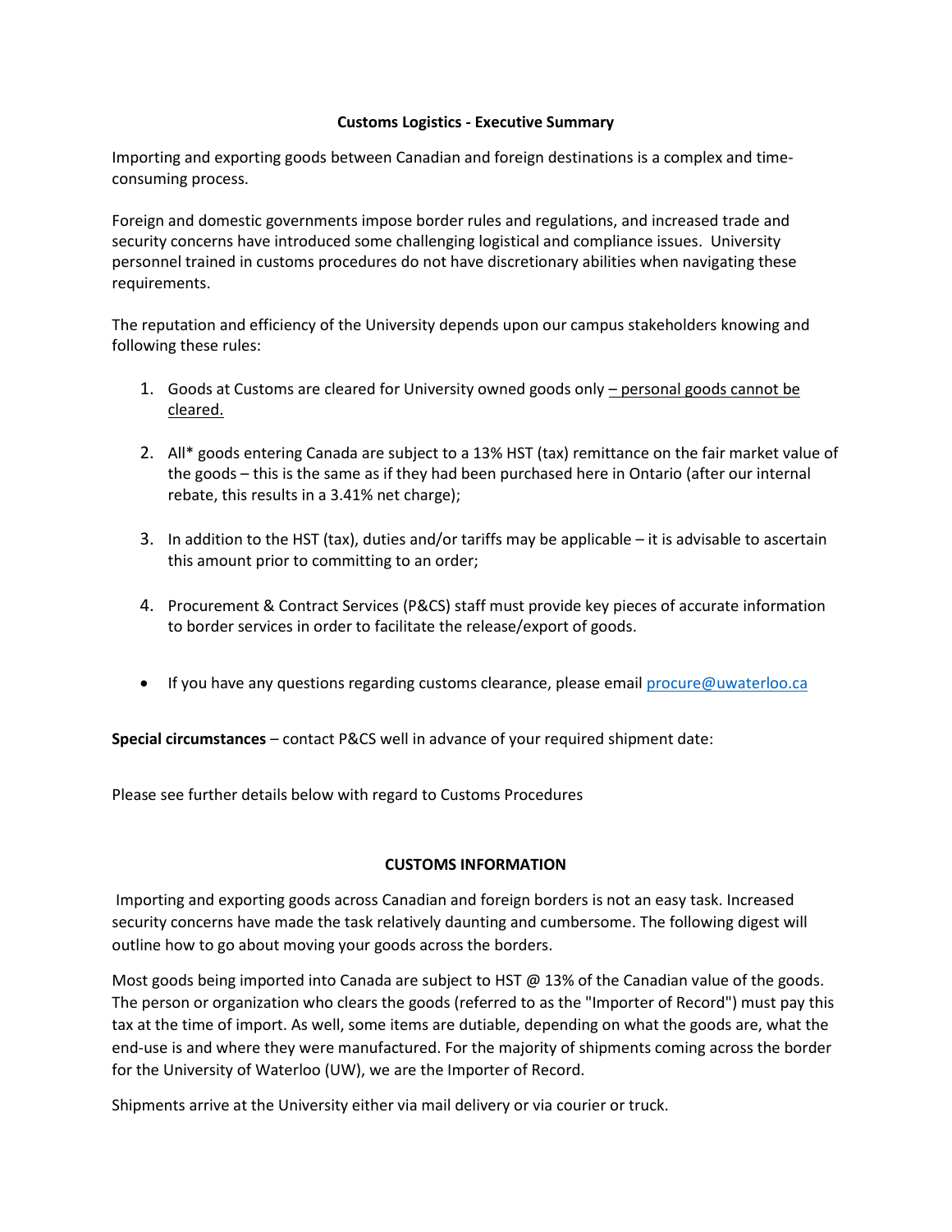## Customs Logistics - Executive Summary

Importing and exporting goods between Canadian and foreign destinations is a complex and time-consuming process.

Foreign and domestic governments impose border rules and regulations, and increased trade and security concerns have introduced some challenging logistical and compliance issues. University personnel trained in customs procedures do not have discretionary abilities when navigating these requirements.

The reputation and efficiency of the University depends upon our campus stakeholders knowing and following these rules:

1. Goods at Customs are cleared for University owned goods only <u>– personal goods cannot be cleared.</u>

2. All* goods entering Canada are subject to a 13% HST (tax) remittance on the fair market value of the goods – this is the same as if they had been purchased here in Ontario (after our internal rebate, this results in a 3.41% net charge);

3. In addition to the HST (tax), duties and/or tariffs may be applicable – it is advisable to ascertain this amount prior to committing to an order;

4. Procurement & Contract Services (P&CS) staff must provide key pieces of accurate information to border services in order to facilitate the release/export of goods.

- If you have any questions regarding customs clearance, please email [procure@uwaterloo.ca](mailto:procure@uwaterloo.ca)

**Special circumstances** – contact P&CS well in advance of your required shipment date:

Please see further details below with regard to Customs Procedures

## CUSTOMS INFORMATION

Importing and exporting goods across Canadian and foreign borders is not an easy task. Increased security concerns have made the task relatively daunting and cumbersome. The following digest will outline how to go about moving your goods across the borders.

Most goods being imported into Canada are subject to HST @ 13% of the Canadian value of the goods. The person or organization who clears the goods (referred to as the "Importer of Record") must pay this tax at the time of import. As well, some items are dutiable, depending on what the goods are, what the end-use is and where they were manufactured. For the majority of shipments coming across the border for the University of Waterloo (UW), we are the Importer of Record.

Shipments arrive at the University either via mail delivery or via courier or truck.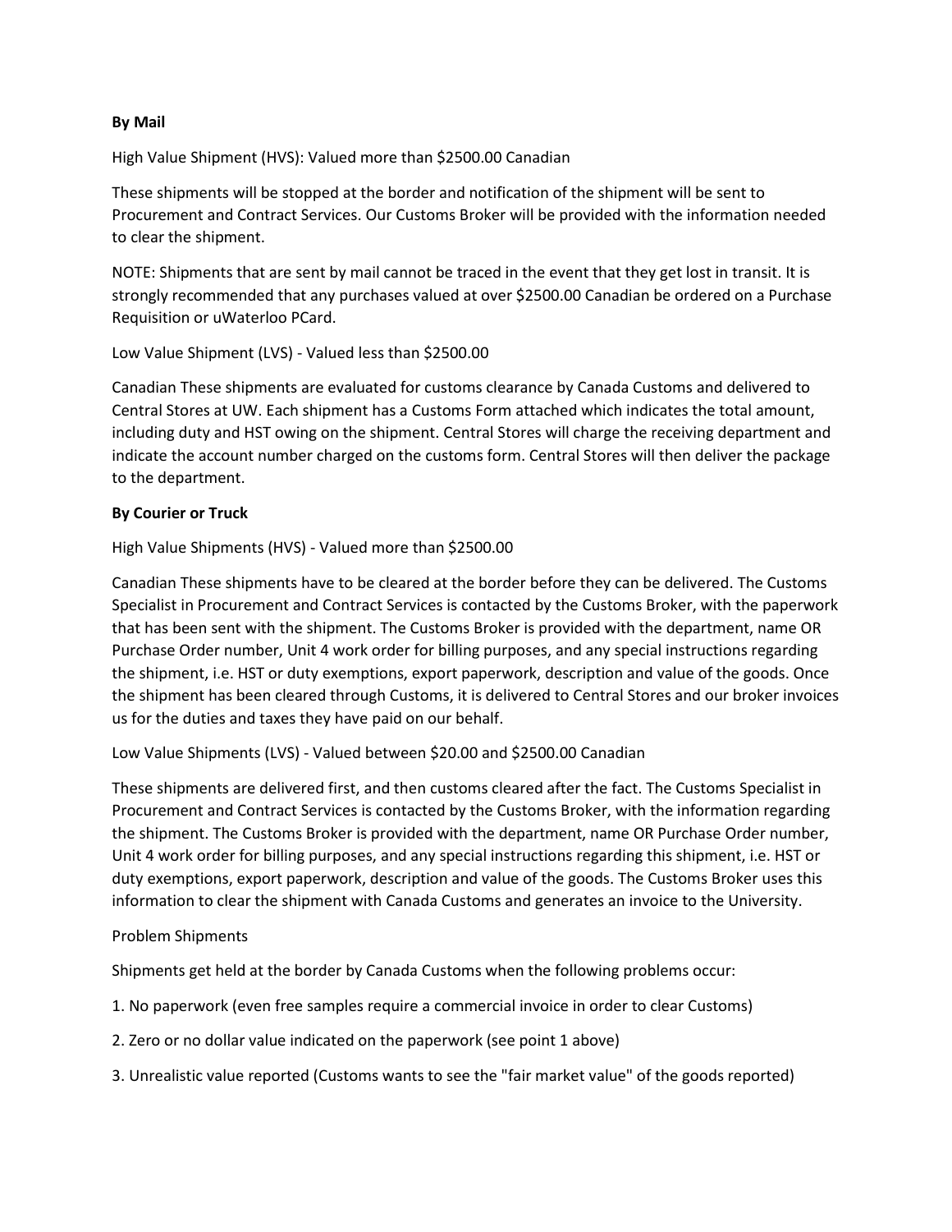**By Mail**

High Value Shipment (HVS): Valued more than $2500.00 Canadian

These shipments will be stopped at the border and notification of the shipment will be sent to Procurement and Contract Services. Our Customs Broker will be provided with the information needed to clear the shipment.

NOTE: Shipments that are sent by mail cannot be traced in the event that they get lost in transit. It is strongly recommended that any purchases valued at over $2500.00 Canadian be ordered on a Purchase Requisition or uWaterloo PCard.

Low Value Shipment (LVS) - Valued less than $2500.00

Canadian These shipments are evaluated for customs clearance by Canada Customs and delivered to Central Stores at UW. Each shipment has a Customs Form attached which indicates the total amount, including duty and HST owing on the shipment. Central Stores will charge the receiving department and indicate the account number charged on the customs form. Central Stores will then deliver the package to the department.

**By Courier or Truck**

High Value Shipments (HVS) - Valued more than $2500.00

Canadian These shipments have to be cleared at the border before they can be delivered. The Customs Specialist in Procurement and Contract Services is contacted by the Customs Broker, with the paperwork that has been sent with the shipment. The Customs Broker is provided with the department, name OR Purchase Order number, Unit 4 work order for billing purposes, and any special instructions regarding the shipment, i.e. HST or duty exemptions, export paperwork, description and value of the goods. Once the shipment has been cleared through Customs, it is delivered to Central Stores and our broker invoices us for the duties and taxes they have paid on our behalf.

Low Value Shipments (LVS) - Valued between $20.00 and $2500.00 Canadian

These shipments are delivered first, and then customs cleared after the fact. The Customs Specialist in Procurement and Contract Services is contacted by the Customs Broker, with the information regarding the shipment. The Customs Broker is provided with the department, name OR Purchase Order number, Unit 4 work order for billing purposes, and any special instructions regarding this shipment, i.e. HST or duty exemptions, export paperwork, description and value of the goods. The Customs Broker uses this information to clear the shipment with Canada Customs and generates an invoice to the University.

Problem Shipments

Shipments get held at the border by Canada Customs when the following problems occur:

1. No paperwork (even free samples require a commercial invoice in order to clear Customs)
2. Zero or no dollar value indicated on the paperwork (see point 1 above)
3. Unrealistic value reported (Customs wants to see the "fair market value" of the goods reported)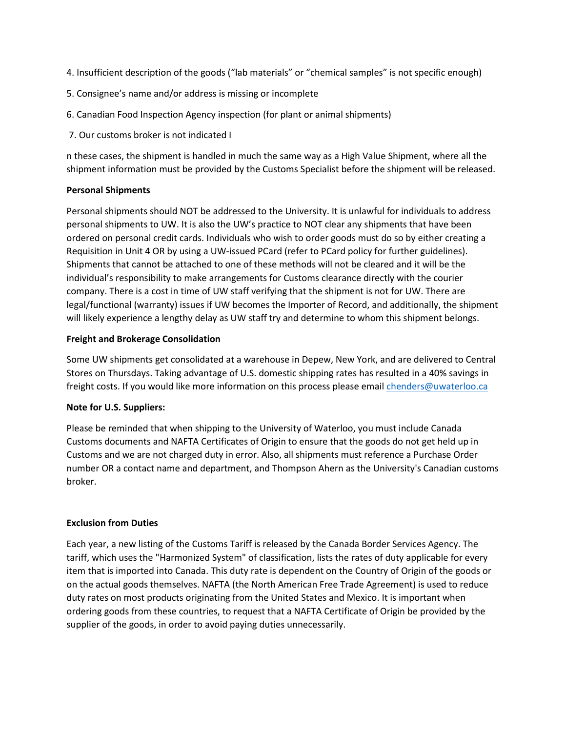4. Insufficient description of the goods (“lab materials” or “chemical samples” is not specific enough)

5. Consignee’s name and/or address is missing or incomplete

6. Canadian Food Inspection Agency inspection (for plant or animal shipments)

7. Our customs broker is not indicated I

n these cases, the shipment is handled in much the same way as a High Value Shipment, where all the shipment information must be provided by the Customs Specialist before the shipment will be released.

**Personal Shipments**

Personal shipments should NOT be addressed to the University. It is unlawful for individuals to address personal shipments to UW. It is also the UW’s practice to NOT clear any shipments that have been ordered on personal credit cards. Individuals who wish to order goods must do so by either creating a Requisition in Unit 4 OR by using a UW-issued PCard (refer to PCard policy for further guidelines). Shipments that cannot be attached to one of these methods will not be cleared and it will be the individual’s responsibility to make arrangements for Customs clearance directly with the courier company. There is a cost in time of UW staff verifying that the shipment is not for UW. There are legal/functional (warranty) issues if UW becomes the Importer of Record, and additionally, the shipment will likely experience a lengthy delay as UW staff try and determine to whom this shipment belongs.

**Freight and Brokerage Consolidation**

Some UW shipments get consolidated at a warehouse in Depew, New York, and are delivered to Central Stores on Thursdays. Taking advantage of U.S. domestic shipping rates has resulted in a 40% savings in freight costs. If you would like more information on this process please email [chenders@uwaterloo.ca](mailto:chenders@uwaterloo.ca)

**Note for U.S. Suppliers:**

Please be reminded that when shipping to the University of Waterloo, you must include Canada Customs documents and NAFTA Certificates of Origin to ensure that the goods do not get held up in Customs and we are not charged duty in error. Also, all shipments must reference a Purchase Order number OR a contact name and department, and Thompson Ahern as the University's Canadian customs broker.

**Exclusion from Duties**

Each year, a new listing of the Customs Tariff is released by the Canada Border Services Agency. The tariff, which uses the "Harmonized System" of classification, lists the rates of duty applicable for every item that is imported into Canada. This duty rate is dependent on the Country of Origin of the goods or on the actual goods themselves. NAFTA (the North American Free Trade Agreement) is used to reduce duty rates on most products originating from the United States and Mexico. It is important when ordering goods from these countries, to request that a NAFTA Certificate of Origin be provided by the supplier of the goods, in order to avoid paying duties unnecessarily.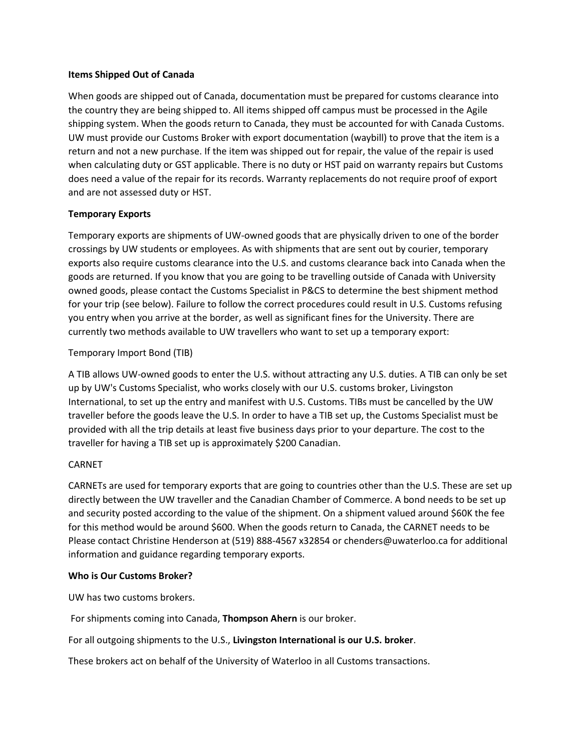**Items Shipped Out of Canada**

When goods are shipped out of Canada, documentation must be prepared for customs clearance into the country they are being shipped to. All items shipped off campus must be processed in the Agile shipping system. When the goods return to Canada, they must be accounted for with Canada Customs. UW must provide our Customs Broker with export documentation (waybill) to prove that the item is a return and not a new purchase. If the item was shipped out for repair, the value of the repair is used when calculating duty or GST applicable. There is no duty or HST paid on warranty repairs but Customs does need a value of the repair for its records. Warranty replacements do not require proof of export and are not assessed duty or HST.

**Temporary Exports**

Temporary exports are shipments of UW-owned goods that are physically driven to one of the border crossings by UW students or employees. As with shipments that are sent out by courier, temporary exports also require customs clearance into the U.S. and customs clearance back into Canada when the goods are returned. If you know that you are going to be travelling outside of Canada with University owned goods, please contact the Customs Specialist in P&CS to determine the best shipment method for your trip (see below). Failure to follow the correct procedures could result in U.S. Customs refusing you entry when you arrive at the border, as well as significant fines for the University. There are currently two methods available to UW travellers who want to set up a temporary export:

Temporary Import Bond (TIB)

A TIB allows UW-owned goods to enter the U.S. without attracting any U.S. duties. A TIB can only be set up by UW's Customs Specialist, who works closely with our U.S. customs broker, Livingston International, to set up the entry and manifest with U.S. Customs. TIBs must be cancelled by the UW traveller before the goods leave the U.S. In order to have a TIB set up, the Customs Specialist must be provided with all the trip details at least five business days prior to your departure. The cost to the traveller for having a TIB set up is approximately $200 Canadian.

CARNET

CARNETs are used for temporary exports that are going to countries other than the U.S. These are set up directly between the UW traveller and the Canadian Chamber of Commerce. A bond needs to be set up and security posted according to the value of the shipment. On a shipment valued around $60K the fee for this method would be around $600. When the goods return to Canada, the CARNET needs to be Please contact Christine Henderson at (519) 888-4567 x32854 or chenders@uwaterloo.ca for additional information and guidance regarding temporary exports.

**Who is Our Customs Broker?**

UW has two customs brokers.

For shipments coming into Canada, **Thompson Ahern** is our broker.

For all outgoing shipments to the U.S., **Livingston International is our U.S. broker**.

These brokers act on behalf of the University of Waterloo in all Customs transactions.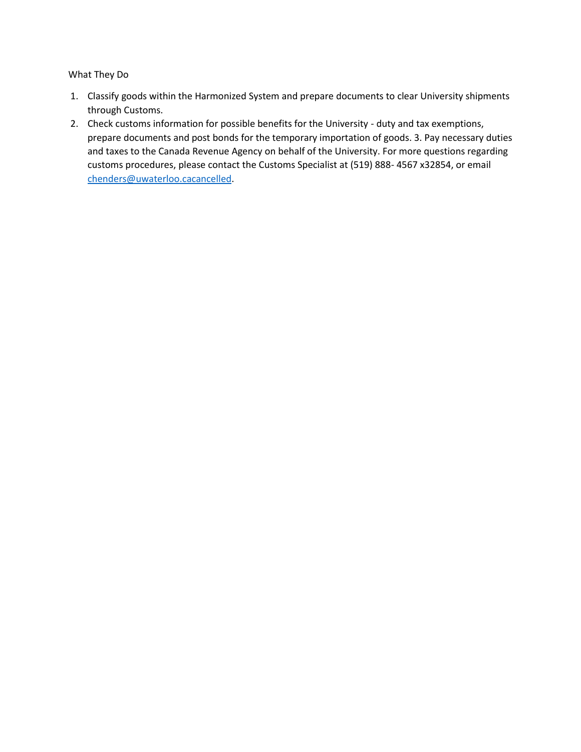What They Do

1. Classify goods within the Harmonized System and prepare documents to clear University shipments through Customs.
2. Check customs information for possible benefits for the University - duty and tax exemptions, prepare documents and post bonds for the temporary importation of goods. 3. Pay necessary duties and taxes to the Canada Revenue Agency on behalf of the University. For more questions regarding customs procedures, please contact the Customs Specialist at (519) 888- 4567 x32854, or email chenders@uwaterloo.cacancelled.